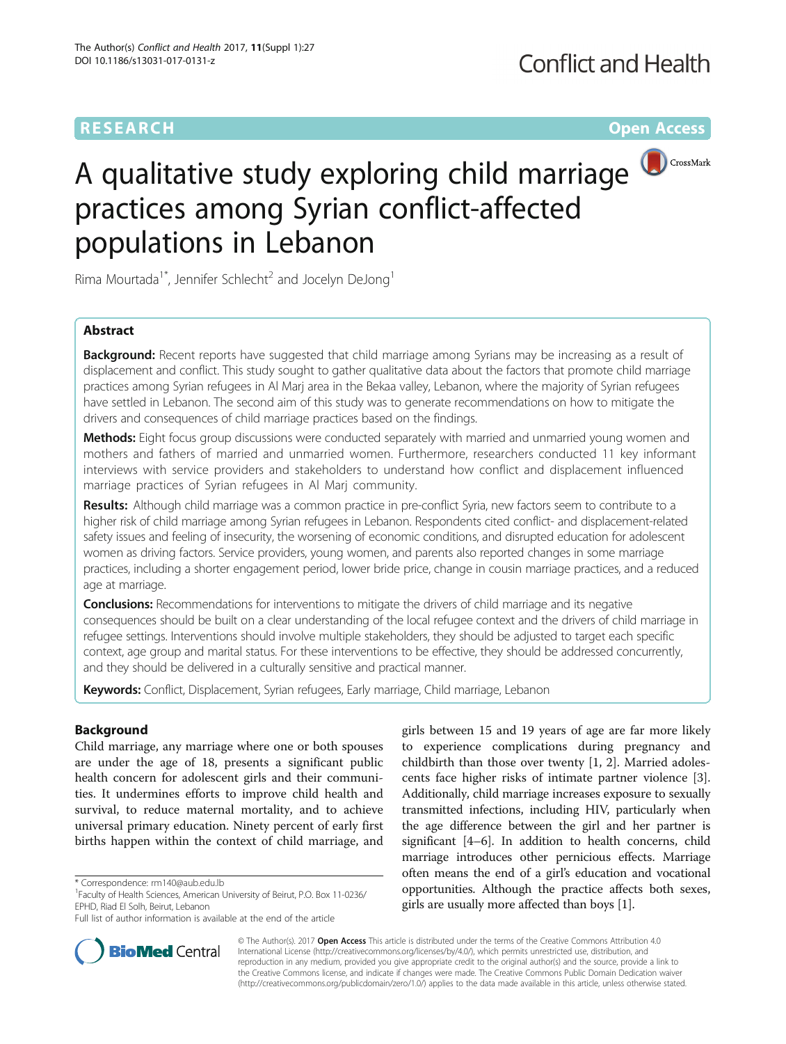RESEARCH Open Access

# A qualitative study exploring child marriage practices among Syrian conflict-affected populations in Lebanon

Rima Mourtada[1*], Jennifer Schlecht[2] and Jocelyn DeJong[1]

## Abstract

**Background:** Recent reports have suggested that child marriage among Syrians may be increasing as a result of displacement and conflict. This study sought to gather qualitative data about the factors that promote child marriage practices among Syrian refugees in Al Marj area in the Bekaa valley, Lebanon, where the majority of Syrian refugees have settled in Lebanon. The second aim of this study was to generate recommendations on how to mitigate the drivers and consequences of child marriage practices based on the findings.

**Methods:** Eight focus group discussions were conducted separately with married and unmarried young women and mothers and fathers of married and unmarried women. Furthermore, researchers conducted 11 key informant interviews with service providers and stakeholders to understand how conflict and displacement influenced marriage practices of Syrian refugees in Al Marj community.

**Results:** Although child marriage was a common practice in pre-conflict Syria, new factors seem to contribute to a higher risk of child marriage among Syrian refugees in Lebanon. Respondents cited conflict- and displacement-related safety issues and feeling of insecurity, the worsening of economic conditions, and disrupted education for adolescent women as driving factors. Service providers, young women, and parents also reported changes in some marriage practices, including a shorter engagement period, lower bride price, change in cousin marriage practices, and a reduced age at marriage.

**Conclusions:** Recommendations for interventions to mitigate the drivers of child marriage and its negative consequences should be built on a clear understanding of the local refugee context and the drivers of child marriage in refugee settings. Interventions should involve multiple stakeholders, they should be adjusted to target each specific context, age group and marital status. For these interventions to be effective, they should be addressed concurrently, and they should be delivered in a culturally sensitive and practical manner.

**Keywords:** Conflict, Displacement, Syrian refugees, Early marriage, Child marriage, Lebanon

## Background

Child marriage, any marriage where one or both spouses are under the age of 18, presents a significant public health concern for adolescent girls and their communities. It undermines efforts to improve child health and survival, to reduce maternal mortality, and to achieve universal primary education. Ninety percent of early first births happen within the context of child marriage, and girls between 15 and 19 years of age are far more likely to experience complications during pregnancy and childbirth than those over twenty [1, 2]. Married adolescents face higher risks of intimate partner violence [3]. Additionally, child marriage increases exposure to sexually transmitted infections, including HIV, particularly when the age difference between the girl and her partner is significant [4–6]. In addition to health concerns, child marriage introduces other pernicious effects. Marriage often means the end of a girl's education and vocational opportunities. Although the practice affects both sexes, girls are usually more affected than boys [1].

\* Correspondence: rm140@aub.edu.lb

[1] Faculty of Health Sciences, American University of Beirut, P.O. Box 11-0236/EPHD, Riad El Solh, Beirut, Lebanon

Full list of author information is available at the end of the article

© The Author(s). 2017 **Open Access** This article is distributed under the terms of the Creative Commons Attribution 4.0 International License (http://creativecommons.org/licenses/by/4.0/), which permits unrestricted use, distribution, and reproduction in any medium, provided you give appropriate credit to the original author(s) and the source, provide a link to the Creative Commons license, and indicate if changes were made. The Creative Commons Public Domain Dedication waiver (http://creativecommons.org/publicdomain/zero/1.0/) applies to the data made available in this article, unless otherwise stated.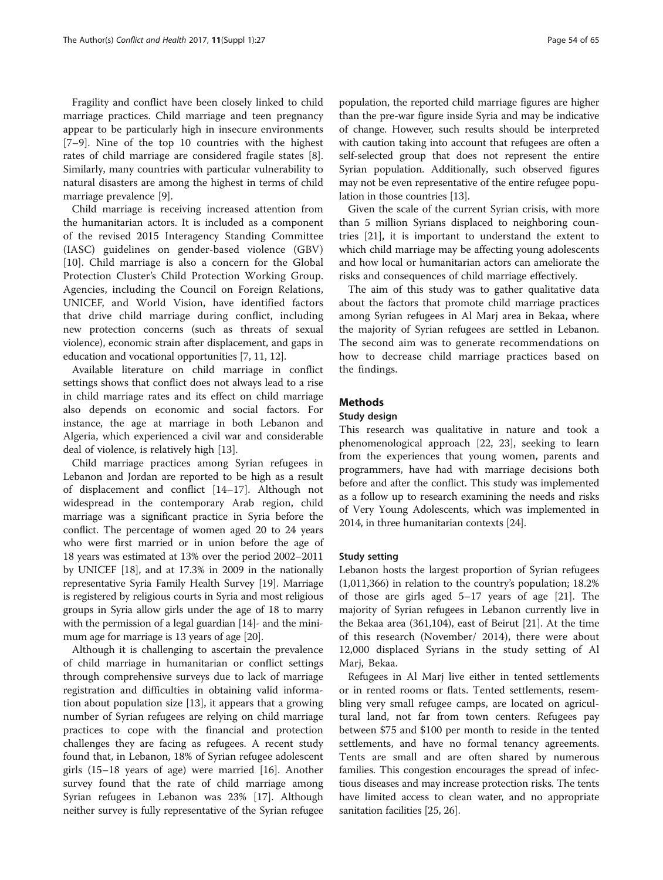Fragility and conflict have been closely linked to child marriage practices. Child marriage and teen pregnancy appear to be particularly high in insecure environments [7–9]. Nine of the top 10 countries with the highest rates of child marriage are considered fragile states [8]. Similarly, many countries with particular vulnerability to natural disasters are among the highest in terms of child marriage prevalence [9].

Child marriage is receiving increased attention from the humanitarian actors. It is included as a component of the revised 2015 Interagency Standing Committee (IASC) guidelines on gender-based violence (GBV) [10]. Child marriage is also a concern for the Global Protection Cluster's Child Protection Working Group. Agencies, including the Council on Foreign Relations, UNICEF, and World Vision, have identified factors that drive child marriage during conflict, including new protection concerns (such as threats of sexual violence), economic strain after displacement, and gaps in education and vocational opportunities [7, 11, 12].

Available literature on child marriage in conflict settings shows that conflict does not always lead to a rise in child marriage rates and its effect on child marriage also depends on economic and social factors. For instance, the age at marriage in both Lebanon and Algeria, which experienced a civil war and considerable deal of violence, is relatively high [13].

Child marriage practices among Syrian refugees in Lebanon and Jordan are reported to be high as a result of displacement and conflict [14–17]. Although not widespread in the contemporary Arab region, child marriage was a significant practice in Syria before the conflict. The percentage of women aged 20 to 24 years who were first married or in union before the age of 18 years was estimated at 13% over the period 2002–2011 by UNICEF [18], and at 17.3% in 2009 in the nationally representative Syria Family Health Survey [19]. Marriage is registered by religious courts in Syria and most religious groups in Syria allow girls under the age of 18 to marry with the permission of a legal guardian [14]- and the minimum age for marriage is 13 years of age [20].

Although it is challenging to ascertain the prevalence of child marriage in humanitarian or conflict settings through comprehensive surveys due to lack of marriage registration and difficulties in obtaining valid information about population size [13], it appears that a growing number of Syrian refugees are relying on child marriage practices to cope with the financial and protection challenges they are facing as refugees. A recent study found that, in Lebanon, 18% of Syrian refugee adolescent girls (15–18 years of age) were married [16]. Another survey found that the rate of child marriage among Syrian refugees in Lebanon was 23% [17]. Although neither survey is fully representative of the Syrian refugee population, the reported child marriage figures are higher than the pre-war figure inside Syria and may be indicative of change. However, such results should be interpreted with caution taking into account that refugees are often a self-selected group that does not represent the entire Syrian population. Additionally, such observed figures may not be even representative of the entire refugee population in those countries [13].

Given the scale of the current Syrian crisis, with more than 5 million Syrians displaced to neighboring countries [21], it is important to understand the extent to which child marriage may be affecting young adolescents and how local or humanitarian actors can ameliorate the risks and consequences of child marriage effectively.

The aim of this study was to gather qualitative data about the factors that promote child marriage practices among Syrian refugees in Al Marj area in Bekaa, where the majority of Syrian refugees are settled in Lebanon. The second aim was to generate recommendations on how to decrease child marriage practices based on the findings.

## Methods

### Study design

This research was qualitative in nature and took a phenomenological approach [22, 23], seeking to learn from the experiences that young women, parents and programmers, have had with marriage decisions both before and after the conflict. This study was implemented as a follow up to research examining the needs and risks of Very Young Adolescents, which was implemented in 2014, in three humanitarian contexts [24].

### Study setting

Lebanon hosts the largest proportion of Syrian refugees (1,011,366) in relation to the country's population; 18.2% of those are girls aged 5–17 years of age [21]. The majority of Syrian refugees in Lebanon currently live in the Bekaa area (361,104), east of Beirut [21]. At the time of this research (November/ 2014), there were about 12,000 displaced Syrians in the study setting of Al Marj, Bekaa.

Refugees in Al Marj live either in tented settlements or in rented rooms or flats. Tented settlements, resembling very small refugee camps, are located on agricultural land, not far from town centers. Refugees pay between $75 and $100 per month to reside in the tented settlements, and have no formal tenancy agreements. Tents are small and are often shared by numerous families. This congestion encourages the spread of infectious diseases and may increase protection risks. The tents have limited access to clean water, and no appropriate sanitation facilities [25, 26].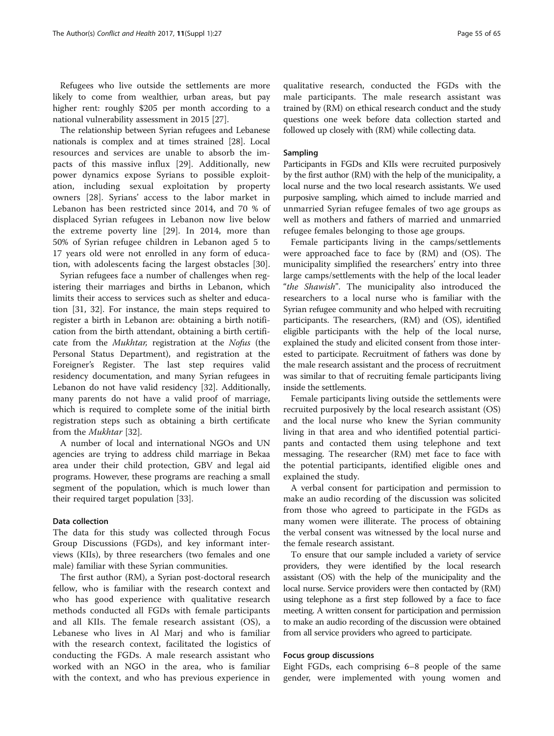Refugees who live outside the settlements are more likely to come from wealthier, urban areas, but pay higher rent: roughly $205 per month according to a national vulnerability assessment in 2015 [27].

The relationship between Syrian refugees and Lebanese nationals is complex and at times strained [28]. Local resources and services are unable to absorb the impacts of this massive influx [29]. Additionally, new power dynamics expose Syrians to possible exploitation, including sexual exploitation by property owners [28]. Syrians' access to the labor market in Lebanon has been restricted since 2014, and 70 % of displaced Syrian refugees in Lebanon now live below the extreme poverty line [29]. In 2014, more than 50% of Syrian refugee children in Lebanon aged 5 to 17 years old were not enrolled in any form of education, with adolescents facing the largest obstacles [30].

Syrian refugees face a number of challenges when registering their marriages and births in Lebanon, which limits their access to services such as shelter and education [31, 32]. For instance, the main steps required to register a birth in Lebanon are: obtaining a birth notification from the birth attendant, obtaining a birth certificate from the *Mukhtar,* registration at the *Nofus* (the Personal Status Department), and registration at the Foreigner's Register. The last step requires valid residency documentation, and many Syrian refugees in Lebanon do not have valid residency [32]. Additionally, many parents do not have a valid proof of marriage, which is required to complete some of the initial birth registration steps such as obtaining a birth certificate from the *Mukhtar* [32].

A number of local and international NGOs and UN agencies are trying to address child marriage in Bekaa area under their child protection, GBV and legal aid programs. However, these programs are reaching a small segment of the population, which is much lower than their required target population [33].

### Data collection

The data for this study was collected through Focus Group Discussions (FGDs), and key informant interviews (KIIs), by three researchers (two females and one male) familiar with these Syrian communities.

The first author (RM), a Syrian post-doctoral research fellow, who is familiar with the research context and who has good experience with qualitative research methods conducted all FGDs with female participants and all KIIs. The female research assistant (OS), a Lebanese who lives in Al Marj and who is familiar with the research context, facilitated the logistics of conducting the FGDs. A male research assistant who worked with an NGO in the area, who is familiar with the context, and who has previous experience in qualitative research, conducted the FGDs with the male participants. The male research assistant was trained by (RM) on ethical research conduct and the study questions one week before data collection started and followed up closely with (RM) while collecting data.

### Sampling

Participants in FGDs and KIIs were recruited purposively by the first author (RM) with the help of the municipality, a local nurse and the two local research assistants. We used purposive sampling, which aimed to include married and unmarried Syrian refugee females of two age groups as well as mothers and fathers of married and unmarried refugee females belonging to those age groups.

Female participants living in the camps/settlements were approached face to face by (RM) and (OS). The municipality simplified the researchers' entry into three large camps/settlements with the help of the local leader "*the Shawish*". The municipality also introduced the researchers to a local nurse who is familiar with the Syrian refugee community and who helped with recruiting participants. The researchers, (RM) and (OS), identified eligible participants with the help of the local nurse, explained the study and elicited consent from those interested to participate. Recruitment of fathers was done by the male research assistant and the process of recruitment was similar to that of recruiting female participants living inside the settlements.

Female participants living outside the settlements were recruited purposively by the local research assistant (OS) and the local nurse who knew the Syrian community living in that area and who identified potential participants and contacted them using telephone and text messaging. The researcher (RM) met face to face with the potential participants, identified eligible ones and explained the study.

A verbal consent for participation and permission to make an audio recording of the discussion was solicited from those who agreed to participate in the FGDs as many women were illiterate. The process of obtaining the verbal consent was witnessed by the local nurse and the female research assistant.

To ensure that our sample included a variety of service providers, they were identified by the local research assistant (OS) with the help of the municipality and the local nurse. Service providers were then contacted by (RM) using telephone as a first step followed by a face to face meeting. A written consent for participation and permission to make an audio recording of the discussion were obtained from all service providers who agreed to participate.

### Focus group discussions

Eight FGDs, each comprising 6–8 people of the same gender, were implemented with young women and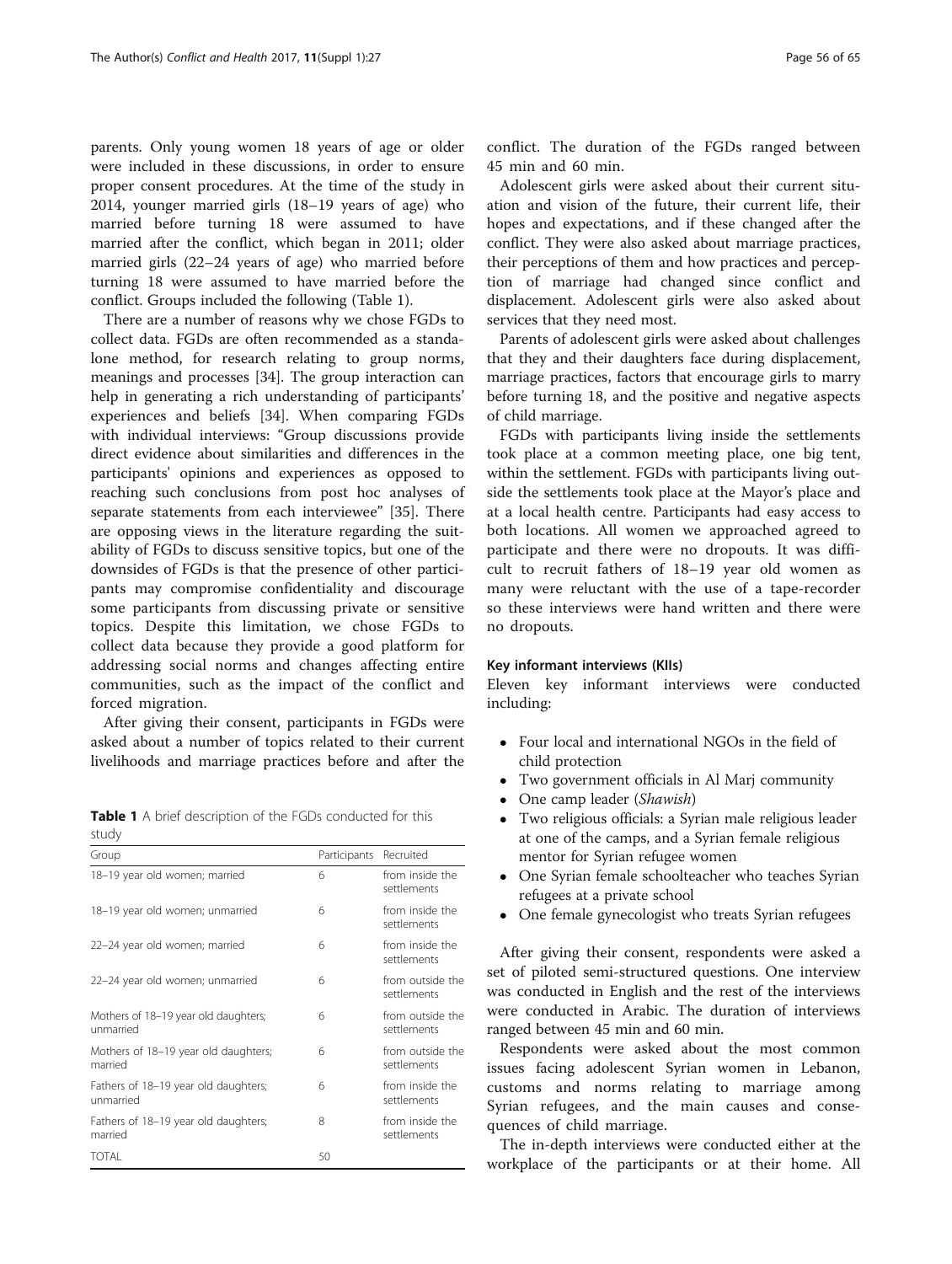parents. Only young women 18 years of age or older were included in these discussions, in order to ensure proper consent procedures. At the time of the study in 2014, younger married girls (18–19 years of age) who married before turning 18 were assumed to have married after the conflict, which began in 2011; older married girls (22–24 years of age) who married before turning 18 were assumed to have married before the conflict. Groups included the following (Table 1).

There are a number of reasons why we chose FGDs to collect data. FGDs are often recommended as a standalone method, for research relating to group norms, meanings and processes [34]. The group interaction can help in generating a rich understanding of participants' experiences and beliefs [34]. When comparing FGDs with individual interviews: "Group discussions provide direct evidence about similarities and differences in the participants' opinions and experiences as opposed to reaching such conclusions from post hoc analyses of separate statements from each interviewee" [35]. There are opposing views in the literature regarding the suitability of FGDs to discuss sensitive topics, but one of the downsides of FGDs is that the presence of other participants may compromise confidentiality and discourage some participants from discussing private or sensitive topics. Despite this limitation, we chose FGDs to collect data because they provide a good platform for addressing social norms and changes affecting entire communities, such as the impact of the conflict and forced migration.

After giving their consent, participants in FGDs were asked about a number of topics related to their current livelihoods and marriage practices before and after the conflict. The duration of the FGDs ranged between 45 min and 60 min.

**Table 1** A brief description of the FGDs conducted for this study

| Group | Participants | Recruited |
|---|---|---|
| 18–19 year old women; married | 6 | from inside the settlements |
| 18–19 year old women; unmarried | 6 | from inside the settlements |
| 22–24 year old women; married | 6 | from inside the settlements |
| 22–24 year old women; unmarried | 6 | from outside the settlements |
| Mothers of 18–19 year old daughters; unmarried | 6 | from outside the settlements |
| Mothers of 18–19 year old daughters; married | 6 | from outside the settlements |
| Fathers of 18–19 year old daughters; unmarried | 6 | from inside the settlements |
| Fathers of 18–19 year old daughters; married | 8 | from inside the settlements |
| TOTAL | 50 | |

Adolescent girls were asked about their current situation and vision of the future, their current life, their hopes and expectations, and if these changed after the conflict. They were also asked about marriage practices, their perceptions of them and how practices and perception of marriage had changed since conflict and displacement. Adolescent girls were also asked about services that they need most.

Parents of adolescent girls were asked about challenges that they and their daughters face during displacement, marriage practices, factors that encourage girls to marry before turning 18, and the positive and negative aspects of child marriage.

FGDs with participants living inside the settlements took place at a common meeting place, one big tent, within the settlement. FGDs with participants living outside the settlements took place at the Mayor's place and at a local health centre. Participants had easy access to both locations. All women we approached agreed to participate and there were no dropouts. It was difficult to recruit fathers of 18–19 year old women as many were reluctant with the use of a tape-recorder so these interviews were hand written and there were no dropouts.

#### Key informant interviews (KIIs)

Eleven key informant interviews were conducted including:

- Four local and international NGOs in the field of child protection
- Two government officials in Al Marj community
- One camp leader (*Shawish*)
- Two religious officials: a Syrian male religious leader at one of the camps, and a Syrian female religious mentor for Syrian refugee women
- One Syrian female schoolteacher who teaches Syrian refugees at a private school
- One female gynecologist who treats Syrian refugees

After giving their consent, respondents were asked a set of piloted semi-structured questions. One interview was conducted in English and the rest of the interviews were conducted in Arabic. The duration of interviews ranged between 45 min and 60 min.

Respondents were asked about the most common issues facing adolescent Syrian women in Lebanon, customs and norms relating to marriage among Syrian refugees, and the main causes and consequences of child marriage.

The in-depth interviews were conducted either at the workplace of the participants or at their home. All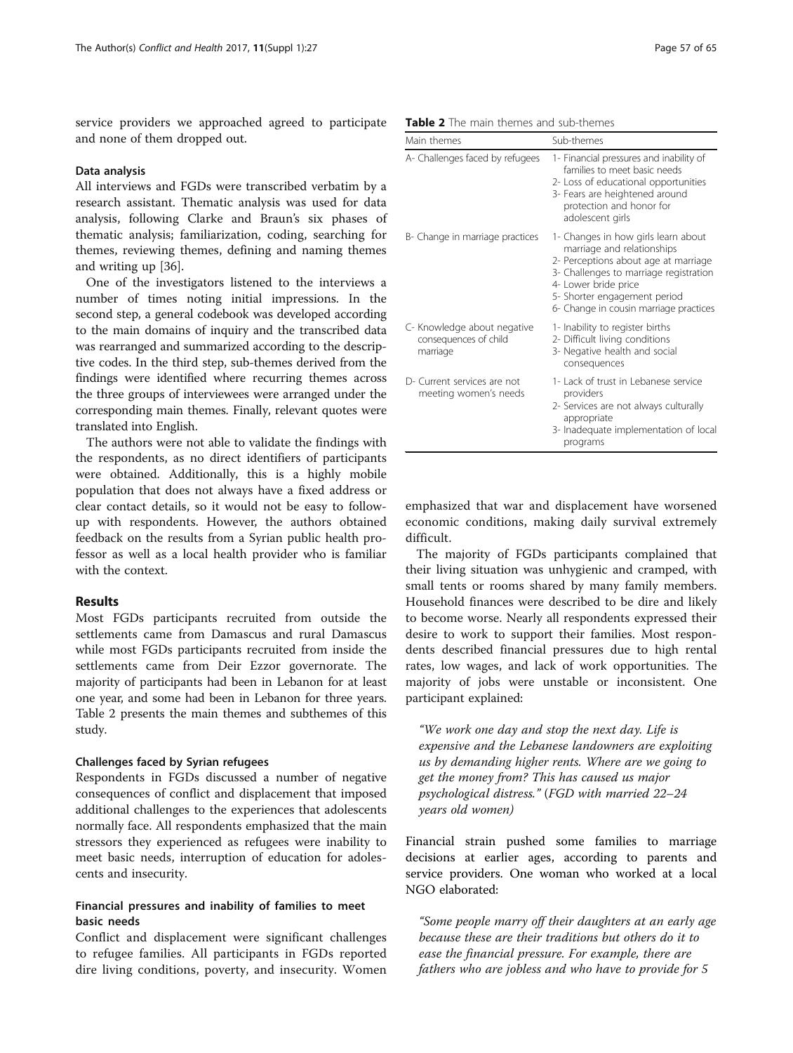service providers we approached agreed to participate and none of them dropped out.

#### Data analysis

All interviews and FGDs were transcribed verbatim by a research assistant. Thematic analysis was used for data analysis, following Clarke and Braun's six phases of thematic analysis; familiarization, coding, searching for themes, reviewing themes, defining and naming themes and writing up [36].

One of the investigators listened to the interviews a number of times noting initial impressions. In the second step, a general codebook was developed according to the main domains of inquiry and the transcribed data was rearranged and summarized according to the descriptive codes. In the third step, sub-themes derived from the findings were identified where recurring themes across the three groups of interviewees were arranged under the corresponding main themes. Finally, relevant quotes were translated into English.

The authors were not able to validate the findings with the respondents, as no direct identifiers of participants were obtained. Additionally, this is a highly mobile population that does not always have a fixed address or clear contact details, so it would not be easy to follow-up with respondents. However, the authors obtained feedback on the results from a Syrian public health professor as well as a local health provider who is familiar with the context.

## Results

Most FGDs participants recruited from outside the settlements came from Damascus and rural Damascus while most FGDs participants recruited from inside the settlements came from Deir Ezzor governorate. The majority of participants had been in Lebanon for at least one year, and some had been in Lebanon for three years. Table 2 presents the main themes and subthemes of this study.

**Table 2** The main themes and sub-themes

| Main themes | Sub-themes |
|---|---|
| A- Challenges faced by refugees | 1- Financial pressures and inability of families to meet basic needs<br>2- Loss of educational opportunities<br>3- Fears are heightened around protection and honor for adolescent girls |
| B- Change in marriage practices | 1- Changes in how girls learn about marriage and relationships<br>2- Perceptions about age at marriage<br>3- Challenges to marriage registration<br>4- Lower bride price<br>5- Shorter engagement period<br>6- Change in cousin marriage practices |
| C- Knowledge about negative consequences of child marriage | 1- Inability to register births<br>2- Difficult living conditions<br>3- Negative health and social consequences |
| D- Current services are not meeting women's needs | 1- Lack of trust in Lebanese service providers<br>2- Services are not always culturally appropriate<br>3- Inadequate implementation of local programs |

#### Challenges faced by Syrian refugees

Respondents in FGDs discussed a number of negative consequences of conflict and displacement that imposed additional challenges to the experiences that adolescents normally face. All respondents emphasized that the main stressors they experienced as refugees were inability to meet basic needs, interruption of education for adolescents and insecurity.

#### Financial pressures and inability of families to meet basic needs

Conflict and displacement were significant challenges to refugee families. All participants in FGDs reported dire living conditions, poverty, and insecurity. Women emphasized that war and displacement have worsened economic conditions, making daily survival extremely difficult.

The majority of FGDs participants complained that their living situation was unhygienic and cramped, with small tents or rooms shared by many family members. Household finances were described to be dire and likely to become worse. Nearly all respondents expressed their desire to work to support their families. Most respondents described financial pressures due to high rental rates, low wages, and lack of work opportunities. The majority of jobs were unstable or inconsistent. One participant explained:

> *"We work one day and stop the next day. Life is expensive and the Lebanese landowners are exploiting us by demanding higher rents. Where are we going to get the money from? This has caused us major psychological distress."* (*FGD with married 22–24 years old women)*

Financial strain pushed some families to marriage decisions at earlier ages, according to parents and service providers. One woman who worked at a local NGO elaborated:

> *"Some people marry off their daughters at an early age because these are their traditions but others do it to ease the financial pressure. For example, there are fathers who are jobless and who have to provide for 5*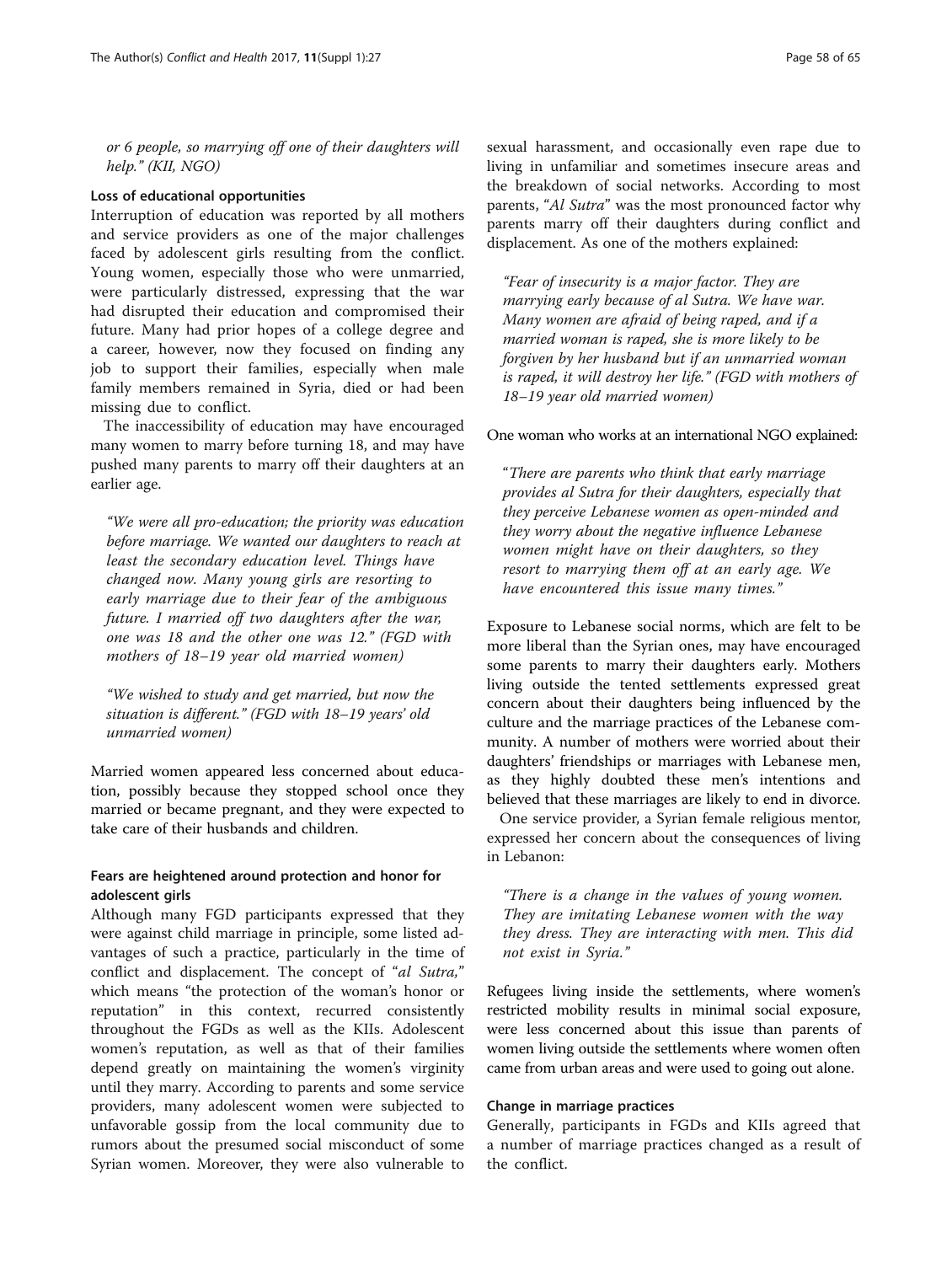*or 6 people, so marrying off one of their daughters will help." (KII, NGO)*

#### Loss of educational opportunities

Interruption of education was reported by all mothers and service providers as one of the major challenges faced by adolescent girls resulting from the conflict. Young women, especially those who were unmarried, were particularly distressed, expressing that the war had disrupted their education and compromised their future. Many had prior hopes of a college degree and a career, however, now they focused on finding any job to support their families, especially when male family members remained in Syria, died or had been missing due to conflict.

The inaccessibility of education may have encouraged many women to marry before turning 18, and may have pushed many parents to marry off their daughters at an earlier age.

> *"We were all pro-education; the priority was education before marriage. We wanted our daughters to reach at least the secondary education level. Things have changed now. Many young girls are resorting to early marriage due to their fear of the ambiguous future. I married off two daughters after the war, one was 18 and the other one was 12." (FGD with mothers of 18–19 year old married women)*

> *"We wished to study and get married, but now the situation is different." (FGD with 18–19 years' old unmarried women)*

Married women appeared less concerned about education, possibly because they stopped school once they married or became pregnant, and they were expected to take care of their husbands and children.

### Fears are heightened around protection and honor for adolescent girls

Although many FGD participants expressed that they were against child marriage in principle, some listed advantages of such a practice, particularly in the time of conflict and displacement. The concept of "*al Sutra,*" which means "the protection of the woman's honor or reputation" in this context, recurred consistently throughout the FGDs as well as the KIIs. Adolescent women's reputation, as well as that of their families depend greatly on maintaining the women's virginity until they marry. According to parents and some service providers, many adolescent women were subjected to unfavorable gossip from the local community due to rumors about the presumed social misconduct of some Syrian women. Moreover, they were also vulnerable to sexual harassment, and occasionally even rape due to living in unfamiliar and sometimes insecure areas and the breakdown of social networks. According to most parents, "*Al Sutra*" was the most pronounced factor why parents marry off their daughters during conflict and displacement. As one of the mothers explained:

> *"Fear of insecurity is a major factor. They are marrying early because of al Sutra. We have war. Many women are afraid of being raped, and if a married woman is raped, she is more likely to be forgiven by her husband but if an unmarried woman is raped, it will destroy her life." (FGD with mothers of 18–19 year old married women)*

One woman who works at an international NGO explained:

> *"There are parents who think that early marriage provides al Sutra for their daughters, especially that they perceive Lebanese women as open-minded and they worry about the negative influence Lebanese women might have on their daughters, so they resort to marrying them off at an early age. We have encountered this issue many times."*

Exposure to Lebanese social norms, which are felt to be more liberal than the Syrian ones, may have encouraged some parents to marry their daughters early. Mothers living outside the tented settlements expressed great concern about their daughters being influenced by the culture and the marriage practices of the Lebanese community. A number of mothers were worried about their daughters' friendships or marriages with Lebanese men, as they highly doubted these men's intentions and believed that these marriages are likely to end in divorce.

One service provider, a Syrian female religious mentor, expressed her concern about the consequences of living in Lebanon:

> *"There is a change in the values of young women. They are imitating Lebanese women with the way they dress. They are interacting with men. This did not exist in Syria."*

Refugees living inside the settlements, where women's restricted mobility results in minimal social exposure, were less concerned about this issue than parents of women living outside the settlements where women often came from urban areas and were used to going out alone.

#### Change in marriage practices

Generally, participants in FGDs and KIIs agreed that a number of marriage practices changed as a result of the conflict.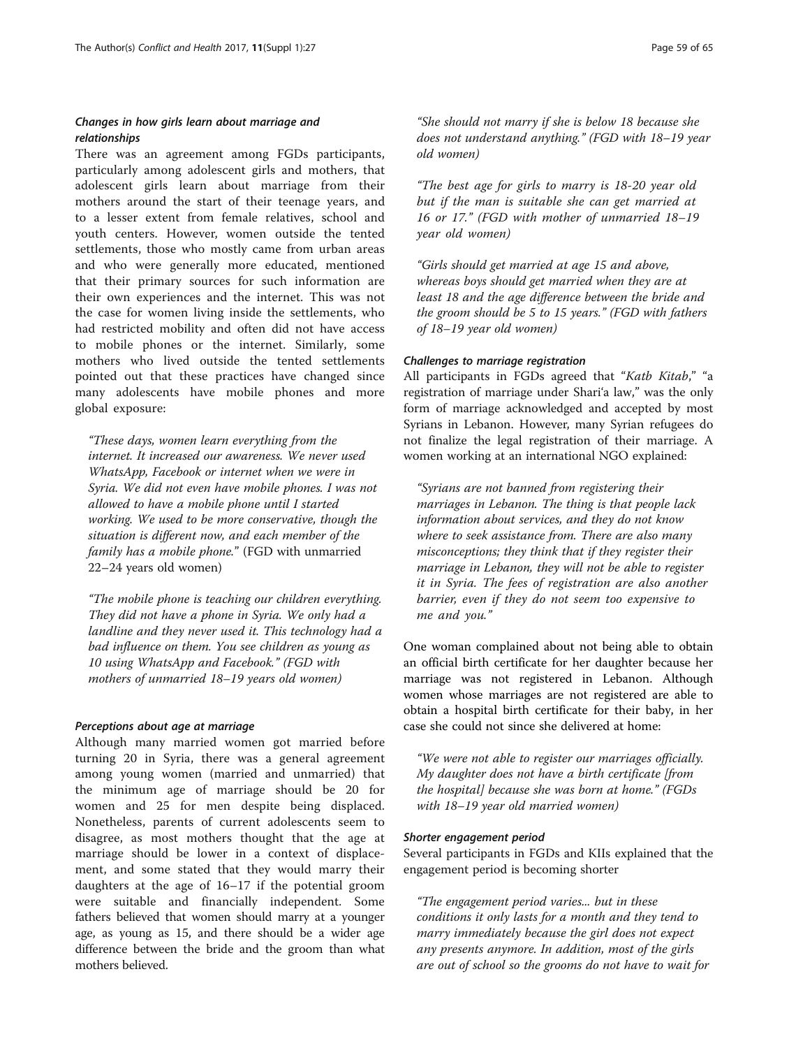### *Changes in how girls learn about marriage and relationships*

There was an agreement among FGDs participants, particularly among adolescent girls and mothers, that adolescent girls learn about marriage from their mothers around the start of their teenage years, and to a lesser extent from female relatives, school and youth centers. However, women outside the tented settlements, those who mostly came from urban areas and who were generally more educated, mentioned that their primary sources for such information are their own experiences and the internet. This was not the case for women living inside the settlements, who had restricted mobility and often did not have access to mobile phones or the internet. Similarly, some mothers who lived outside the tented settlements pointed out that these practices have changed since many adolescents have mobile phones and more global exposure:

> *"These days, women learn everything from the internet. It increased our awareness. We never used WhatsApp, Facebook or internet when we were in Syria. We did not even have mobile phones. I was not allowed to have a mobile phone until I started working. We used to be more conservative, though the situation is different now, and each member of the family has a mobile phone."* (FGD with unmarried 22–24 years old women)

> *"The mobile phone is teaching our children everything. They did not have a phone in Syria. We only had a landline and they never used it. This technology had a bad influence on them. You see children as young as 10 using WhatsApp and Facebook."* (FGD with mothers of unmarried 18–19 years old women)

### *Perceptions about age at marriage*

Although many married women got married before turning 20 in Syria, there was a general agreement among young women (married and unmarried) that the minimum age of marriage should be 20 for women and 25 for men despite being displaced. Nonetheless, parents of current adolescents seem to disagree, as most mothers thought that the age at marriage should be lower in a context of displacement, and some stated that they would marry their daughters at the age of 16–17 if the potential groom were suitable and financially independent. Some fathers believed that women should marry at a younger age, as young as 15, and there should be a wider age difference between the bride and the groom than what mothers believed.

> *"She should not marry if she is below 18 because she does not understand anything." (FGD with 18–19 year old women)*

> *"The best age for girls to marry is 18-20 year old but if the man is suitable she can get married at 16 or 17." (FGD with mother of unmarried 18–19 year old women)*

> *"Girls should get married at age 15 and above, whereas boys should get married when they are at least 18 and the age difference between the bride and the groom should be 5 to 15 years." (FGD with fathers of 18–19 year old women)*

### *Challenges to marriage registration*

All participants in FGDs agreed that "*Katb Kitab*," "a registration of marriage under Shari'a law," was the only form of marriage acknowledged and accepted by most Syrians in Lebanon. However, many Syrian refugees do not finalize the legal registration of their marriage. A women working at an international NGO explained:

> *"Syrians are not banned from registering their marriages in Lebanon. The thing is that people lack information about services, and they do not know where to seek assistance from. There are also many misconceptions; they think that if they register their marriage in Lebanon, they will not be able to register it in Syria. The fees of registration are also another barrier, even if they do not seem too expensive to me and you."*

One woman complained about not being able to obtain an official birth certificate for her daughter because her marriage was not registered in Lebanon. Although women whose marriages are not registered are able to obtain a hospital birth certificate for their baby, in her case she could not since she delivered at home:

> *"We were not able to register our marriages officially. My daughter does not have a birth certificate [from the hospital] because she was born at home." (FGDs with 18–19 year old married women)*

### *Shorter engagement period*

Several participants in FGDs and KIIs explained that the engagement period is becoming shorter

> *"The engagement period varies... but in these conditions it only lasts for a month and they tend to marry immediately because the girl does not expect any presents anymore. In addition, most of the girls are out of school so the grooms do not have to wait for*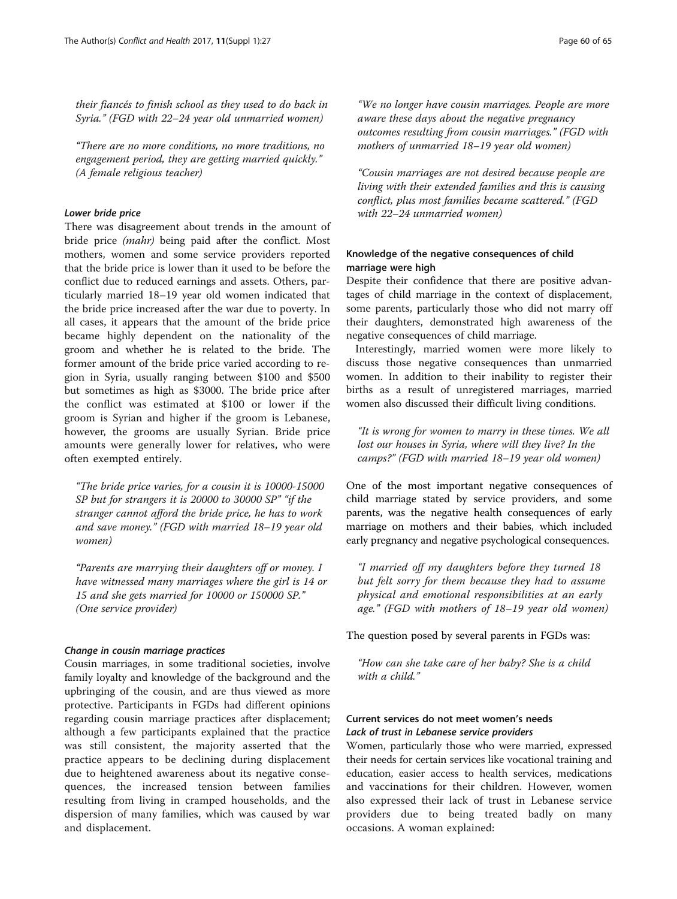*their fiancés to finish school as they used to do back in Syria." (FGD with 22–24 year old unmarried women)*

*"There are no more conditions, no more traditions, no engagement period, they are getting married quickly." (A female religious teacher)*

#### *Lower bride price*

There was disagreement about trends in the amount of bride price *(mahr)* being paid after the conflict. Most mothers, women and some service providers reported that the bride price is lower than it used to be before the conflict due to reduced earnings and assets. Others, particularly married 18–19 year old women indicated that the bride price increased after the war due to poverty. In all cases, it appears that the amount of the bride price became highly dependent on the nationality of the groom and whether he is related to the bride. The former amount of the bride price varied according to region in Syria, usually ranging between $100 and $500 but sometimes as high as $3000. The bride price after the conflict was estimated at $100 or lower if the groom is Syrian and higher if the groom is Lebanese, however, the grooms are usually Syrian. Bride price amounts were generally lower for relatives, who were often exempted entirely.

*"The bride price varies, for a cousin it is 10000-15000 SP but for strangers it is 20000 to 30000 SP" "if the stranger cannot afford the bride price, he has to work and save money." (FGD with married 18–19 year old women)*

*"Parents are marrying their daughters off or money. I have witnessed many marriages where the girl is 14 or 15 and she gets married for 10000 or 150000 SP." (One service provider)*

#### *Change in cousin marriage practices*

Cousin marriages, in some traditional societies, involve family loyalty and knowledge of the background and the upbringing of the cousin, and are thus viewed as more protective. Participants in FGDs had different opinions regarding cousin marriage practices after displacement; although a few participants explained that the practice was still consistent, the majority asserted that the practice appears to be declining during displacement due to heightened awareness about its negative consequences, the increased tension between families resulting from living in cramped households, and the dispersion of many families, which was caused by war and displacement.

*"We no longer have cousin marriages. People are more aware these days about the negative pregnancy outcomes resulting from cousin marriages." (FGD with mothers of unmarried 18–19 year old women)*

*"Cousin marriages are not desired because people are living with their extended families and this is causing conflict, plus most families became scattered." (FGD with 22–24 unmarried women)*

### Knowledge of the negative consequences of child marriage were high

Despite their confidence that there are positive advantages of child marriage in the context of displacement, some parents, particularly those who did not marry off their daughters, demonstrated high awareness of the negative consequences of child marriage.

Interestingly, married women were more likely to discuss those negative consequences than unmarried women. In addition to their inability to register their births as a result of unregistered marriages, married women also discussed their difficult living conditions.

*"It is wrong for women to marry in these times. We all lost our houses in Syria, where will they live? In the camps?" (FGD with married 18–19 year old women)*

One of the most important negative consequences of child marriage stated by service providers, and some parents, was the negative health consequences of early marriage on mothers and their babies, which included early pregnancy and negative psychological consequences.

*"I married off my daughters before they turned 18 but felt sorry for them because they had to assume physical and emotional responsibilities at an early age." (FGD with mothers of 18–19 year old women)*

The question posed by several parents in FGDs was:

*"How can she take care of her baby? She is a child with a child."*

### Current services do not meet women's needs

#### *Lack of trust in Lebanese service providers*

Women, particularly those who were married, expressed their needs for certain services like vocational training and education, easier access to health services, medications and vaccinations for their children. However, women also expressed their lack of trust in Lebanese service providers due to being treated badly on many occasions. A woman explained: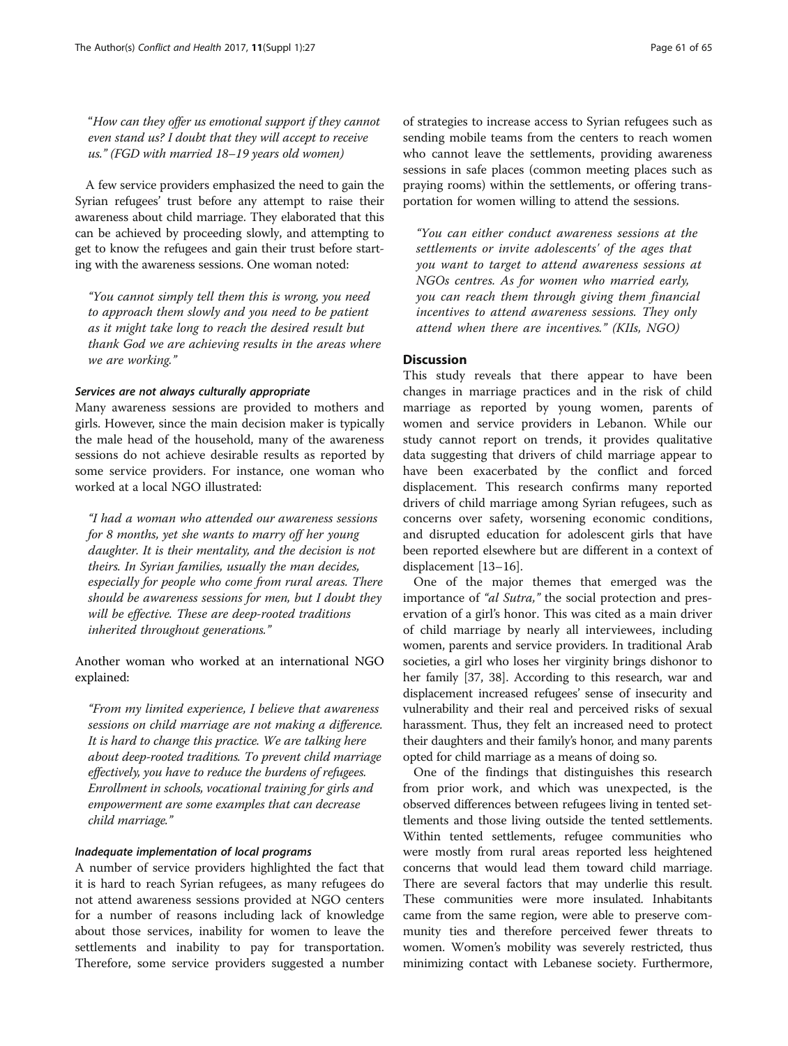"*How can they offer us emotional support if they cannot even stand us? I doubt that they will accept to receive us.*" *(FGD with married 18–19 years old women)*

A few service providers emphasized the need to gain the Syrian refugees' trust before any attempt to raise their awareness about child marriage. They elaborated that this can be achieved by proceeding slowly, and attempting to get to know the refugees and gain their trust before starting with the awareness sessions. One woman noted:

> *"You cannot simply tell them this is wrong, you need to approach them slowly and you need to be patient as it might take long to reach the desired result but thank God we are achieving results in the areas where we are working."*

#### Services are not always culturally appropriate

Many awareness sessions are provided to mothers and girls. However, since the main decision maker is typically the male head of the household, many of the awareness sessions do not achieve desirable results as reported by some service providers. For instance, one woman who worked at a local NGO illustrated:

> *"I had a woman who attended our awareness sessions for 8 months, yet she wants to marry off her young daughter. It is their mentality, and the decision is not theirs. In Syrian families, usually the man decides, especially for people who come from rural areas. There should be awareness sessions for men, but I doubt they will be effective. These are deep-rooted traditions inherited throughout generations."*

Another woman who worked at an international NGO explained:

> *"From my limited experience, I believe that awareness sessions on child marriage are not making a difference. It is hard to change this practice. We are talking here about deep-rooted traditions. To prevent child marriage effectively, you have to reduce the burdens of refugees. Enrollment in schools, vocational training for girls and empowerment are some examples that can decrease child marriage."*

#### Inadequate implementation of local programs

A number of service providers highlighted the fact that it is hard to reach Syrian refugees, as many refugees do not attend awareness sessions provided at NGO centers for a number of reasons including lack of knowledge about those services, inability for women to leave the settlements and inability to pay for transportation. Therefore, some service providers suggested a number of strategies to increase access to Syrian refugees such as sending mobile teams from the centers to reach women who cannot leave the settlements, providing awareness sessions in safe places (common meeting places such as praying rooms) within the settlements, or offering transportation for women willing to attend the sessions.

> *"You can either conduct awareness sessions at the settlements or invite adolescents' of the ages that you want to target to attend awareness sessions at NGOs centres. As for women who married early, you can reach them through giving them financial incentives to attend awareness sessions. They only attend when there are incentives."* *(KIIs, NGO)*

## Discussion

This study reveals that there appear to have been changes in marriage practices and in the risk of child marriage as reported by young women, parents of women and service providers in Lebanon. While our study cannot report on trends, it provides qualitative data suggesting that drivers of child marriage appear to have been exacerbated by the conflict and forced displacement. This research confirms many reported drivers of child marriage among Syrian refugees, such as concerns over safety, worsening economic conditions, and disrupted education for adolescent girls that have been reported elsewhere but are different in a context of displacement [13–16].

One of the major themes that emerged was the importance of *"al Sutra,"* the social protection and preservation of a girl's honor. This was cited as a main driver of child marriage by nearly all interviewees, including women, parents and service providers. In traditional Arab societies, a girl who loses her virginity brings dishonor to her family [37, 38]. According to this research, war and displacement increased refugees' sense of insecurity and vulnerability and their real and perceived risks of sexual harassment. Thus, they felt an increased need to protect their daughters and their family's honor, and many parents opted for child marriage as a means of doing so.

One of the findings that distinguishes this research from prior work, and which was unexpected, is the observed differences between refugees living in tented settlements and those living outside the tented settlements. Within tented settlements, refugee communities who were mostly from rural areas reported less heightened concerns that would lead them toward child marriage. There are several factors that may underlie this result. These communities were more insulated. Inhabitants came from the same region, were able to preserve community ties and therefore perceived fewer threats to women. Women's mobility was severely restricted, thus minimizing contact with Lebanese society. Furthermore,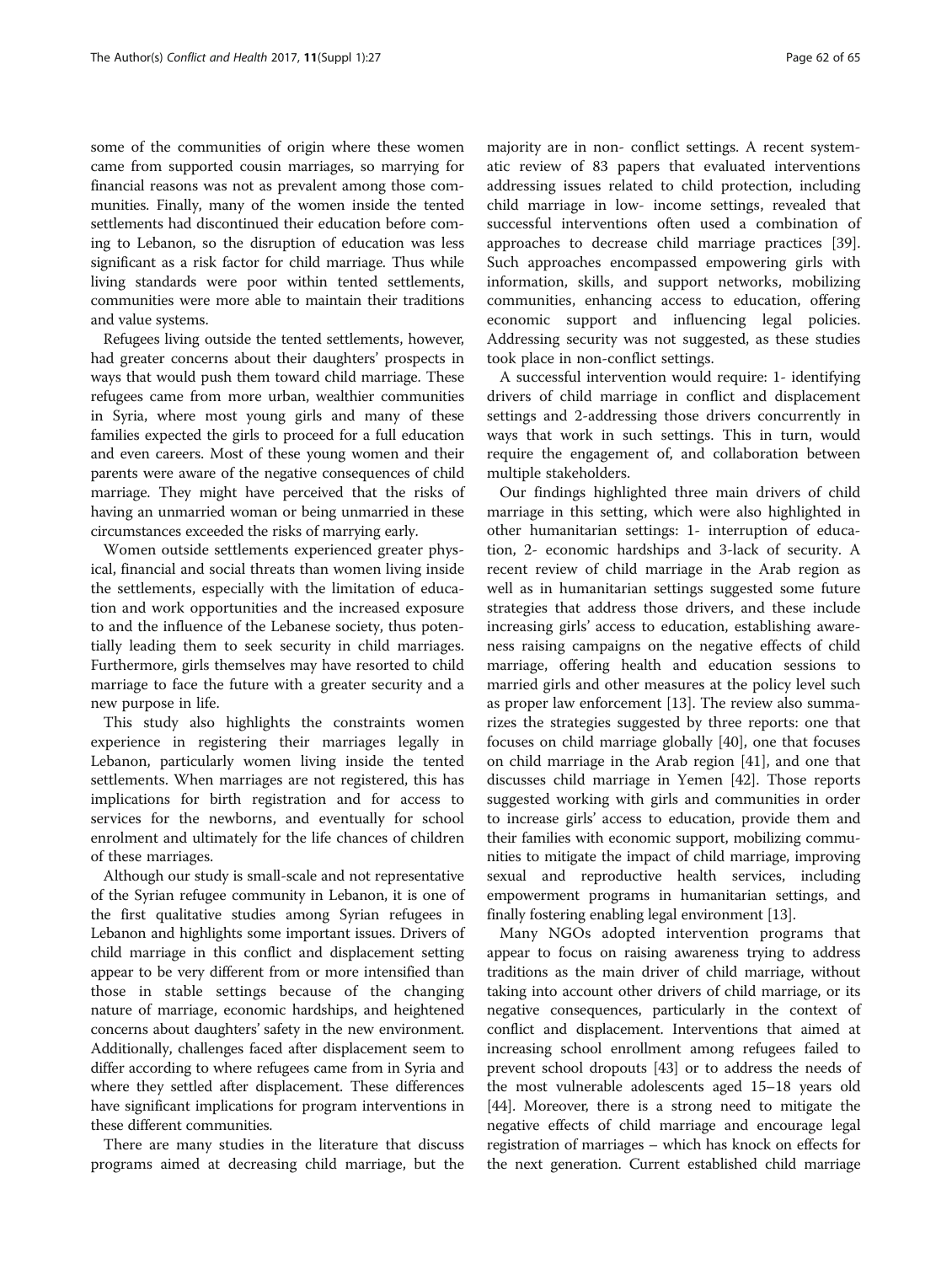some of the communities of origin where these women came from supported cousin marriages, so marrying for financial reasons was not as prevalent among those communities. Finally, many of the women inside the tented settlements had discontinued their education before coming to Lebanon, so the disruption of education was less significant as a risk factor for child marriage. Thus while living standards were poor within tented settlements, communities were more able to maintain their traditions and value systems.

Refugees living outside the tented settlements, however, had greater concerns about their daughters' prospects in ways that would push them toward child marriage. These refugees came from more urban, wealthier communities in Syria, where most young girls and many of these families expected the girls to proceed for a full education and even careers. Most of these young women and their parents were aware of the negative consequences of child marriage. They might have perceived that the risks of having an unmarried woman or being unmarried in these circumstances exceeded the risks of marrying early.

Women outside settlements experienced greater physical, financial and social threats than women living inside the settlements, especially with the limitation of education and work opportunities and the increased exposure to and the influence of the Lebanese society, thus potentially leading them to seek security in child marriages. Furthermore, girls themselves may have resorted to child marriage to face the future with a greater security and a new purpose in life.

This study also highlights the constraints women experience in registering their marriages legally in Lebanon, particularly women living inside the tented settlements. When marriages are not registered, this has implications for birth registration and for access to services for the newborns, and eventually for school enrolment and ultimately for the life chances of children of these marriages.

Although our study is small-scale and not representative of the Syrian refugee community in Lebanon, it is one of the first qualitative studies among Syrian refugees in Lebanon and highlights some important issues. Drivers of child marriage in this conflict and displacement setting appear to be very different from or more intensified than those in stable settings because of the changing nature of marriage, economic hardships, and heightened concerns about daughters' safety in the new environment. Additionally, challenges faced after displacement seem to differ according to where refugees came from in Syria and where they settled after displacement. These differences have significant implications for program interventions in these different communities.

There are many studies in the literature that discuss programs aimed at decreasing child marriage, but the majority are in non- conflict settings. A recent systematic review of 83 papers that evaluated interventions addressing issues related to child protection, including child marriage in low- income settings, revealed that successful interventions often used a combination of approaches to decrease child marriage practices [39]. Such approaches encompassed empowering girls with information, skills, and support networks, mobilizing communities, enhancing access to education, offering economic support and influencing legal policies. Addressing security was not suggested, as these studies took place in non-conflict settings.

A successful intervention would require: 1- identifying drivers of child marriage in conflict and displacement settings and 2-addressing those drivers concurrently in ways that work in such settings. This in turn, would require the engagement of, and collaboration between multiple stakeholders.

Our findings highlighted three main drivers of child marriage in this setting, which were also highlighted in other humanitarian settings: 1- interruption of education, 2- economic hardships and 3-lack of security. A recent review of child marriage in the Arab region as well as in humanitarian settings suggested some future strategies that address those drivers, and these include increasing girls' access to education, establishing awareness raising campaigns on the negative effects of child marriage, offering health and education sessions to married girls and other measures at the policy level such as proper law enforcement [13]. The review also summarizes the strategies suggested by three reports: one that focuses on child marriage globally [40], one that focuses on child marriage in the Arab region [41], and one that discusses child marriage in Yemen [42]. Those reports suggested working with girls and communities in order to increase girls' access to education, provide them and their families with economic support, mobilizing communities to mitigate the impact of child marriage, improving sexual and reproductive health services, including empowerment programs in humanitarian settings, and finally fostering enabling legal environment [13].

Many NGOs adopted intervention programs that appear to focus on raising awareness trying to address traditions as the main driver of child marriage, without taking into account other drivers of child marriage, or its negative consequences, particularly in the context of conflict and displacement. Interventions that aimed at increasing school enrollment among refugees failed to prevent school dropouts [43] or to address the needs of the most vulnerable adolescents aged 15–18 years old [44]. Moreover, there is a strong need to mitigate the negative effects of child marriage and encourage legal registration of marriages – which has knock on effects for the next generation. Current established child marriage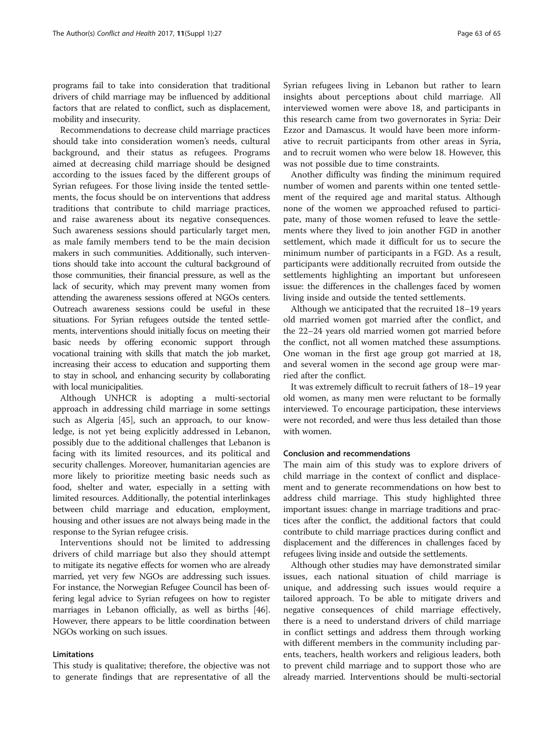programs fail to take into consideration that traditional drivers of child marriage may be influenced by additional factors that are related to conflict, such as displacement, mobility and insecurity.

Recommendations to decrease child marriage practices should take into consideration women's needs, cultural background, and their status as refugees. Programs aimed at decreasing child marriage should be designed according to the issues faced by the different groups of Syrian refugees. For those living inside the tented settlements, the focus should be on interventions that address traditions that contribute to child marriage practices, and raise awareness about its negative consequences. Such awareness sessions should particularly target men, as male family members tend to be the main decision makers in such communities. Additionally, such interventions should take into account the cultural background of those communities, their financial pressure, as well as the lack of security, which may prevent many women from attending the awareness sessions offered at NGOs centers. Outreach awareness sessions could be useful in these situations. For Syrian refugees outside the tented settlements, interventions should initially focus on meeting their basic needs by offering economic support through vocational training with skills that match the job market, increasing their access to education and supporting them to stay in school, and enhancing security by collaborating with local municipalities.

Although UNHCR is adopting a multi-sectorial approach in addressing child marriage in some settings such as Algeria [45], such an approach, to our knowledge, is not yet being explicitly addressed in Lebanon, possibly due to the additional challenges that Lebanon is facing with its limited resources, and its political and security challenges. Moreover, humanitarian agencies are more likely to prioritize meeting basic needs such as food, shelter and water, especially in a setting with limited resources. Additionally, the potential interlinkages between child marriage and education, employment, housing and other issues are not always being made in the response to the Syrian refugee crisis.

Interventions should not be limited to addressing drivers of child marriage but also they should attempt to mitigate its negative effects for women who are already married, yet very few NGOs are addressing such issues. For instance, the Norwegian Refugee Council has been offering legal advice to Syrian refugees on how to register marriages in Lebanon officially, as well as births [46]. However, there appears to be little coordination between NGOs working on such issues.

#### Limitations

This study is qualitative; therefore, the objective was not to generate findings that are representative of all the Syrian refugees living in Lebanon but rather to learn insights about perceptions about child marriage. All interviewed women were above 18, and participants in this research came from two governorates in Syria: Deir Ezzor and Damascus. It would have been more informative to recruit participants from other areas in Syria, and to recruit women who were below 18. However, this was not possible due to time constraints.

Another difficulty was finding the minimum required number of women and parents within one tented settlement of the required age and marital status. Although none of the women we approached refused to participate, many of those women refused to leave the settlements where they lived to join another FGD in another settlement, which made it difficult for us to secure the minimum number of participants in a FGD. As a result, participants were additionally recruited from outside the settlements highlighting an important but unforeseen issue: the differences in the challenges faced by women living inside and outside the tented settlements.

Although we anticipated that the recruited 18–19 years old married women got married after the conflict, and the 22–24 years old married women got married before the conflict, not all women matched these assumptions. One woman in the first age group got married at 18, and several women in the second age group were married after the conflict.

It was extremely difficult to recruit fathers of 18–19 year old women, as many men were reluctant to be formally interviewed. To encourage participation, these interviews were not recorded, and were thus less detailed than those with women.

### Conclusion and recommendations

The main aim of this study was to explore drivers of child marriage in the context of conflict and displacement and to generate recommendations on how best to address child marriage. This study highlighted three important issues: change in marriage traditions and practices after the conflict, the additional factors that could contribute to child marriage practices during conflict and displacement and the differences in challenges faced by refugees living inside and outside the settlements.

Although other studies may have demonstrated similar issues, each national situation of child marriage is unique, and addressing such issues would require a tailored approach. To be able to mitigate drivers and negative consequences of child marriage effectively, there is a need to understand drivers of child marriage in conflict settings and address them through working with different members in the community including parents, teachers, health workers and religious leaders, both to prevent child marriage and to support those who are already married. Interventions should be multi-sectorial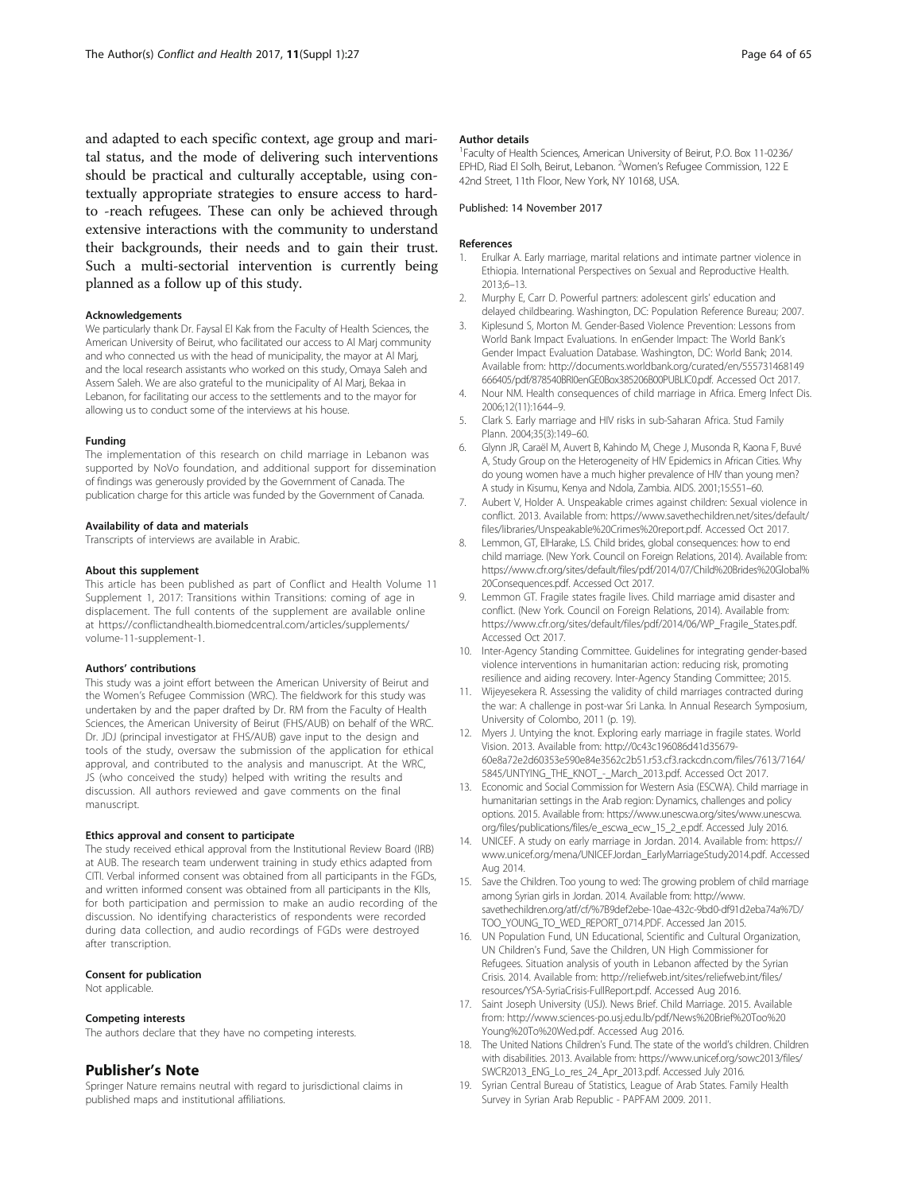and adapted to each specific context, age group and marital status, and the mode of delivering such interventions should be practical and culturally acceptable, using contextually appropriate strategies to ensure access to hard-to -reach refugees. These can only be achieved through extensive interactions with the community to understand their backgrounds, their needs and to gain their trust. Such a multi-sectorial intervention is currently being planned as a follow up of this study.

#### Acknowledgements

We particularly thank Dr. Faysal El Kak from the Faculty of Health Sciences, the American University of Beirut, who facilitated our access to Al Marj community and who connected us with the head of municipality, the mayor at Al Marj, and the local research assistants who worked on this study, Omaya Saleh and Assem Saleh. We are also grateful to the municipality of Al Marj, Bekaa in Lebanon, for facilitating our access to the settlements and to the mayor for allowing us to conduct some of the interviews at his house.

#### Funding

The implementation of this research on child marriage in Lebanon was supported by NoVo foundation, and additional support for dissemination of findings was generously provided by the Government of Canada. The publication charge for this article was funded by the Government of Canada.

#### Availability of data and materials

Transcripts of interviews are available in Arabic.

#### About this supplement

This article has been published as part of Conflict and Health Volume 11 Supplement 1, 2017: Transitions within Transitions: coming of age in displacement. The full contents of the supplement are available online at https://conflictandhealth.biomedcentral.com/articles/supplements/volume-11-supplement-1.

#### Authors' contributions

This study was a joint effort between the American University of Beirut and the Women's Refugee Commission (WRC). The fieldwork for this study was undertaken by and the paper drafted by Dr. RM from the Faculty of Health Sciences, the American University of Beirut (FHS/AUB) on behalf of the WRC. Dr. JDJ (principal investigator at FHS/AUB) gave input to the design and tools of the study, oversaw the submission of the application for ethical approval, and contributed to the analysis and manuscript. At the WRC, JS (who conceived the study) helped with writing the results and discussion. All authors reviewed and gave comments on the final manuscript.

#### Ethics approval and consent to participate

The study received ethical approval from the Institutional Review Board (IRB) at AUB. The research team underwent training in study ethics adapted from CITI. Verbal informed consent was obtained from all participants in the FGDs, and written informed consent was obtained from all participants in the KIIs, for both participation and permission to make an audio recording of the discussion. No identifying characteristics of respondents were recorded during data collection, and audio recordings of FGDs were destroyed after transcription.

#### Consent for publication

Not applicable.

#### Competing interests

The authors declare that they have no competing interests.

## Publisher's Note

Springer Nature remains neutral with regard to jurisdictional claims in published maps and institutional affiliations.

#### Author details

[1]Faculty of Health Sciences, American University of Beirut, P.O. Box 11-0236/EPHD, Riad El Solh, Beirut, Lebanon. [2]Women's Refugee Commission, 122 E 42nd Street, 11th Floor, New York, NY 10168, USA.

Published: 14 November 2017

#### References

1. Erulkar A. Early marriage, marital relations and intimate partner violence in Ethiopia. International Perspectives on Sexual and Reproductive Health. 2013;6–13.
2. Murphy E, Carr D. Powerful partners: adolescent girls' education and delayed childbearing. Washington, DC: Population Reference Bureau; 2007.
3. Kiplesund S, Morton M. Gender-Based Violence Prevention: Lessons from World Bank Impact Evaluations. In enGender Impact: The World Bank's Gender Impact Evaluation Database. Washington, DC: World Bank; 2014. Available from: http://documents.worldbank.org/curated/en/555731468149666405/pdf/878540BRI0enGE0Box385206B00PUBLIC0.pdf. Accessed Oct 2017.
4. Nour NM. Health consequences of child marriage in Africa. Emerg Infect Dis. 2006;12(11):1644–9.
5. Clark S. Early marriage and HIV risks in sub-Saharan Africa. Stud Family Plann. 2004;35(3):149–60.
6. Glynn JR, Caraël M, Auvert B, Kahindo M, Chege J, Musonda R, Kaona F, Buvé A, Study Group on the Heterogeneity of HIV Epidemics in African Cities. Why do young women have a much higher prevalence of HIV than young men? A study in Kisumu, Kenya and Ndola, Zambia. AIDS. 2001;15:S51–60.
7. Aubert V, Holder A. Unspeakable crimes against children: Sexual violence in conflict. 2013. Available from: https://www.savethechildren.net/sites/default/files/libraries/Unspeakable%20Crimes%20report.pdf. Accessed Oct 2017.
8. Lemmon, GT, ElHarake, LS. Child brides, global consequences: how to end child marriage. (New York. Council on Foreign Relations, 2014). Available from: https://www.cfr.org/sites/default/files/pdf/2014/07/Child%20Brides%20Global%20Consequences.pdf. Accessed Oct 2017.
9. Lemmon GT. Fragile states fragile lives. Child marriage amid disaster and conflict. (New York. Council on Foreign Relations, 2014). Available from: https://www.cfr.org/sites/default/files/pdf/2014/06/WP_Fragile_States.pdf. Accessed Oct 2017.
10. Inter-Agency Standing Committee. Guidelines for integrating gender-based violence interventions in humanitarian action: reducing risk, promoting resilience and aiding recovery. Inter-Agency Standing Committee; 2015.
11. Wijeyesekera R. Assessing the validity of child marriages contracted during the war: A challenge in post-war Sri Lanka. In Annual Research Symposium, University of Colombo, 2011 (p. 19).
12. Myers J. Untying the knot. Exploring early marriage in fragile states. World Vision. 2013. Available from: http://0c43c196086d41d35679-60e8a72e2d60353e590e84e3562c2b51.r53.cf3.rackcdn.com/files/7613/7164/5845/UNTYING_THE_KNOT_-_March_2013.pdf. Accessed Oct 2017.
13. Economic and Social Commission for Western Asia (ESCWA). Child marriage in humanitarian settings in the Arab region: Dynamics, challenges and policy options. 2015. Available from: https://www.unescwa.org/sites/www.unescwa.org/files/publications/files/e_escwa_ecw_15_2_e.pdf. Accessed July 2016.
14. UNICEF. A study on early marriage in Jordan. 2014. Available from: https://www.unicef.org/mena/UNICEFJordan_EarlyMarriageStudy2014.pdf. Accessed Aug 2014.
15. Save the Children. Too young to wed: The growing problem of child marriage among Syrian girls in Jordan. 2014. Available from: http://www.savethechildren.org/atf/cf/%7B9def2ebe-10ae-432c-9bd0-df91d2eba74a%7D/TOO_YOUNG_TO_WED_REPORT_0714.PDF. Accessed Jan 2015.
16. UN Population Fund, UN Educational, Scientific and Cultural Organization, UN Children's Fund, Save the Children, UN High Commissioner for Refugees. Situation analysis of youth in Lebanon affected by the Syrian Crisis. 2014. Available from: http://reliefweb.int/sites/reliefweb.int/files/resources/YSA-SyriaCrisis-FullReport.pdf. Accessed Aug 2016.
17. Saint Joseph University (USJ). News Brief. Child Marriage. 2015. Available from: http://www.sciences-po.usj.edu.lb/pdf/News%20Brief%20Too%20Young%20To%20Wed.pdf. Accessed Aug 2016.
18. The United Nations Children's Fund. The state of the world's children. Children with disabilities. 2013. Available from: https://www.unicef.org/sowc2013/files/SWCR2013_ENG_Lo_res_24_Apr_2013.pdf. Accessed July 2016.
19. Syrian Central Bureau of Statistics, League of Arab States. Family Health Survey in Syrian Arab Republic - PAPFAM 2009. 2011.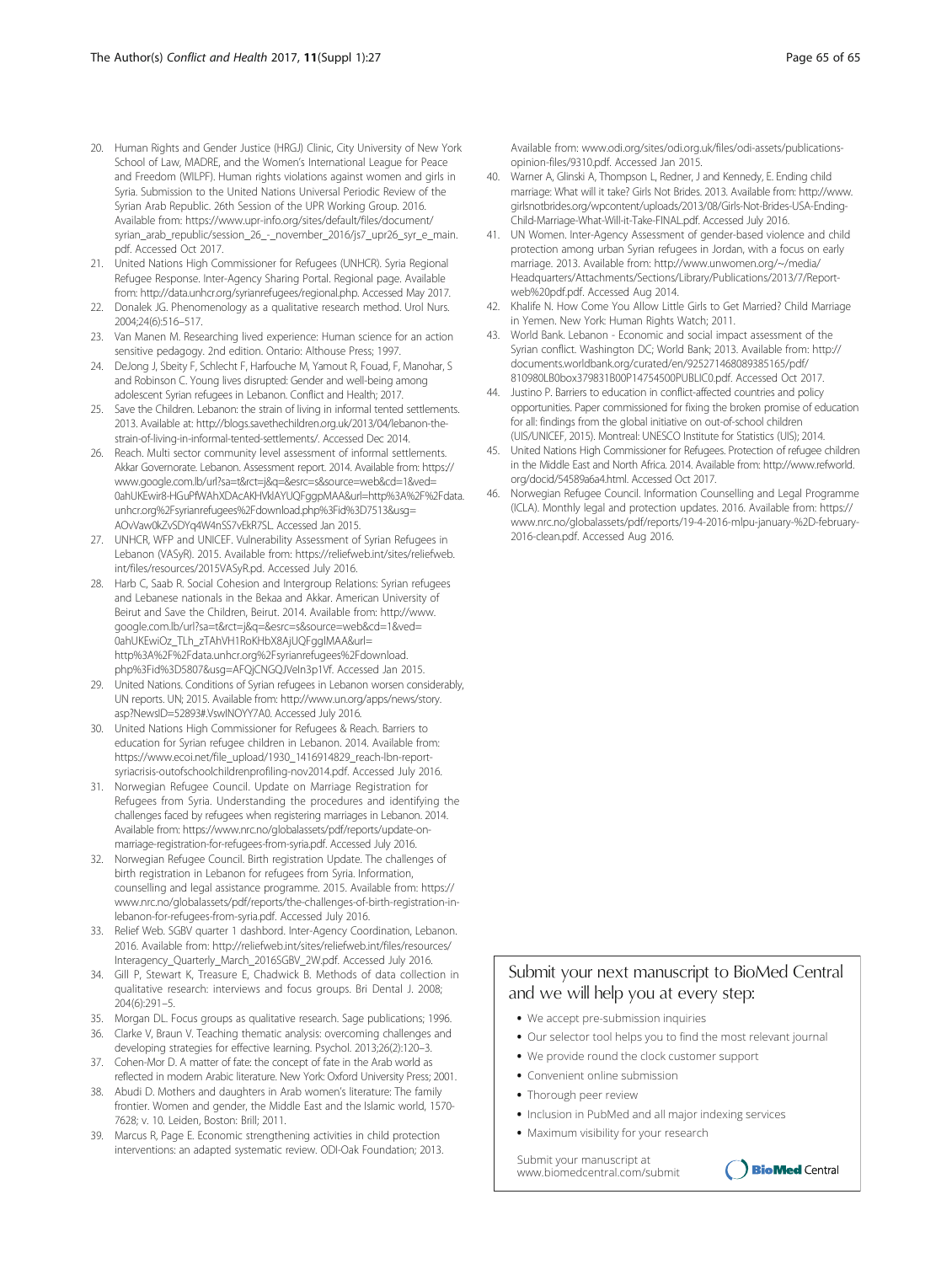20. Human Rights and Gender Justice (HRGJ) Clinic, City University of New York School of Law, MADRE, and the Women's International League for Peace and Freedom (WILPF). Human rights violations against women and girls in Syria. Submission to the United Nations Universal Periodic Review of the Syrian Arab Republic. 26th Session of the UPR Working Group. 2016. Available from: https://www.upr-info.org/sites/default/files/document/syrian_arab_republic/session_26_-_november_2016/js7_upr26_syr_e_main.pdf. Accessed Oct 2017.
21. United Nations High Commissioner for Refugees (UNHCR). Syria Regional Refugee Response. Inter-Agency Sharing Portal. Regional page. Available from: http://data.unhcr.org/syrianrefugees/regional.php. Accessed May 2017.
22. Donalek JG. Phenomenology as a qualitative research method. Urol Nurs. 2004;24(6):516–517.
23. Van Manen M. Researching lived experience: Human science for an action sensitive pedagogy. 2nd edition. Ontario: Althouse Press; 1997.
24. DeJong J, Sbeity F, Schlecht F, Harfouche M, Yamout R, Fouad, F, Manohar, S and Robinson C. Young lives disrupted: Gender and well-being among adolescent Syrian refugees in Lebanon. Conflict and Health; 2017.
25. Save the Children. Lebanon: the strain of living in informal tented settlements. 2013. Available at: http://blogs.savethechildren.org.uk/2013/04/lebanon-the-strain-of-living-in-informal-tented-settlements/. Accessed Dec 2014.
26. Reach. Multi sector community level assessment of informal settlements. Akkar Governorate. Lebanon. Assessment report. 2014. Available from: https://www.google.com.lb/url?sa=t&rct=j&q=&esrc=s&source=web&cd=1&ved=0ahUKEwir8-HGuPfWAhXDAcAKHVklAYUQFggpMAA&url=http%3A%2F%2Fdata.unhcr.org%2Fsyrianrefugees%2Fdownload.php%3Fid%3D7513&usg=AOvVaw0kZvSDYq4W4nSS7vEkR7SL. Accessed Jan 2015.
27. UNHCR, WFP and UNICEF. Vulnerability Assessment of Syrian Refugees in Lebanon (VASyR). 2015. Available from: https://reliefweb.int/sites/reliefweb.int/files/resources/2015VASyR.pd. Accessed July 2016.
28. Harb C, Saab R. Social Cohesion and Intergroup Relations: Syrian refugees and Lebanese nationals in the Bekaa and Akkar. American University of Beirut and Save the Children, Beirut. 2014. Available from: http://www.google.com.lb/url?sa=t&rct=j&q=&esrc=s&source=web&cd=1&ved=0ahUKEwiOz_TLh_zTAhVH1RoKHbX8AjUQFggIMAA&url=http%3A%2F%2Fdata.unhcr.org%2Fsyrianrefugees%2Fdownload.php%3Fid%3D5807&usg=AFQjCNGQJVeln3p1Vf. Accessed Jan 2015.
29. United Nations. Conditions of Syrian refugees in Lebanon worsen considerably, UN reports. UN; 2015. Available from: http://www.un.org/apps/news/story.asp?NewsID=52893#.VswlNOYY7A0. Accessed July 2016.
30. United Nations High Commissioner for Refugees & Reach. Barriers to education for Syrian refugee children in Lebanon. 2014. Available from: https://www.ecoi.net/file_upload/1930_1416914829_reach-lbn-report-syriacrisis-outofschoolchildrenprofiling-nov2014.pdf. Accessed July 2016.
31. Norwegian Refugee Council. Update on Marriage Registration for Refugees from Syria. Understanding the procedures and identifying the challenges faced by refugees when registering marriages in Lebanon. 2014. Available from: https://www.nrc.no/globalassets/pdf/reports/update-on-marriage-registration-for-refugees-from-syria.pdf. Accessed July 2016.
32. Norwegian Refugee Council. Birth registration Update. The challenges of birth registration in Lebanon for refugees from Syria. Information, counselling and legal assistance programme. 2015. Available from: https://www.nrc.no/globalassets/pdf/reports/the-challenges-of-birth-registration-in-lebanon-for-refugees-from-syria.pdf. Accessed July 2016.
33. Relief Web. SGBV quarter 1 dashbord. Inter-Agency Coordination, Lebanon. 2016. Available from: http://reliefweb.int/sites/reliefweb.int/files/resources/Interagency_Quarterly_March_2016SGBV_2W.pdf. Accessed July 2016.
34. Gill P, Stewart K, Treasure E, Chadwick B. Methods of data collection in qualitative research: interviews and focus groups. Bri Dental J. 2008; 204(6):291–5.
35. Morgan DL. Focus groups as qualitative research. Sage publications; 1996.
36. Clarke V, Braun V. Teaching thematic analysis: overcoming challenges and developing strategies for effective learning. Psychol. 2013;26(2):120–3.
37. Cohen-Mor D. A matter of fate: the concept of fate in the Arab world as reflected in modern Arabic literature. New York: Oxford University Press; 2001.
38. Abudi D. Mothers and daughters in Arab women's literature: The family frontier. Women and gender, the Middle East and the Islamic world, 1570-7628; v. 10. Leiden, Boston: Brill; 2011.
39. Marcus R, Page E. Economic strengthening activities in child protection interventions: an adapted systematic review. ODI-Oak Foundation; 2013. Available from: www.odi.org/sites/odi.org.uk/files/odi-assets/publications-opinion-files/9310.pdf. Accessed Jan 2015.
40. Warner A, Glinski A, Thompson L, Redner, J and Kennedy, E. Ending child marriage: What will it take? Girls Not Brides. 2013. Available from: http://www.girlsnotbrides.org/wpcontent/uploads/2013/08/Girls-Not-Brides-USA-Ending-Child-Marriage-What-Will-it-Take-FINAL.pdf. Accessed July 2016.
41. UN Women. Inter-Agency Assessment of gender-based violence and child protection among urban Syrian refugees in Jordan, with a focus on early marriage. 2013. Available from: http://www.unwomen.org/~/media/Headquarters/Attachments/Sections/Library/Publications/2013/7/Report-web%20pdf.pdf. Accessed Aug 2014.
42. Khalife N. How Come You Allow Little Girls to Get Married? Child Marriage in Yemen. New York: Human Rights Watch; 2011.
43. World Bank. Lebanon - Economic and social impact assessment of the Syrian conflict. Washington DC; World Bank; 2013. Available from: http://documents.worldbank.org/curated/en/925271468089385165/pdf/810980LB0box379831B00P14754500PUBLIC0.pdf. Accessed Oct 2017.
44. Justino P. Barriers to education in conflict-affected countries and policy opportunities. Paper commissioned for fixing the broken promise of education for all: findings from the global initiative on out-of-school children (UIS/UNICEF, 2015). Montreal: UNESCO Institute for Statistics (UIS); 2014.
45. United Nations High Commissioner for Refugees. Protection of refugee children in the Middle East and North Africa. 2014. Available from: http://www.refworld.org/docid/54589a6a4.html. Accessed Oct 2017.
46. Norwegian Refugee Council. Information Counselling and Legal Programme (ICLA). Monthly legal and protection updates. 2016. Available from: https://www.nrc.no/globalassets/pdf/reports/19-4-2016-mlpu-january-%2D-february-2016-clean.pdf. Accessed Aug 2016.

Submit your next manuscript to BioMed Central and we will help you at every step:

- We accept pre-submission inquiries
- Our selector tool helps you to find the most relevant journal
- We provide round the clock customer support
- Convenient online submission
- Thorough peer review
- Inclusion in PubMed and all major indexing services
- Maximum visibility for your research

Submit your manuscript at www.biomedcentral.com/submit

BioMed Central